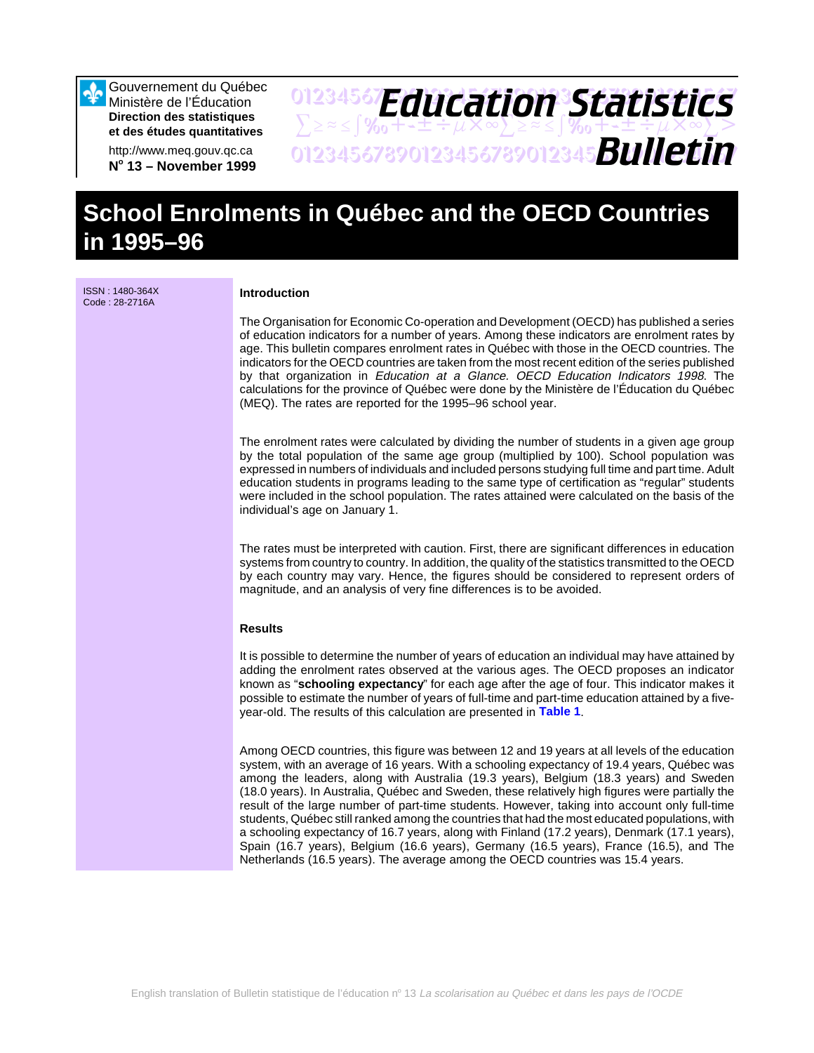Gouvernement du Québec
Ministère de l'Éducation
**Direction des statistiques et des études quantitatives**

http://www.meq.gouv.qc.ca
**N° 13 – November 1999**

# Education Statistics Bulletin

# School Enrolments in Québec and the OECD Countries in 1995–96

ISSN : 1480-364X
Code : 28-2716A

### Introduction

The Organisation for Economic Co-operation and Development (OECD) has published a series of education indicators for a number of years. Among these indicators are enrolment rates by age. This bulletin compares enrolment rates in Québec with those in the OECD countries. The indicators for the OECD countries are taken from the most recent edition of the series published by that organization in *Education at a Glance. OECD Education Indicators 1998.* The calculations for the province of Québec were done by the Ministère de l'Éducation du Québec (MEQ). The rates are reported for the 1995–96 school year.

The enrolment rates were calculated by dividing the number of students in a given age group by the total population of the same age group (multiplied by 100). School population was expressed in numbers of individuals and included persons studying full time and part time. Adult education students in programs leading to the same type of certification as "regular" students were included in the school population. The rates attained were calculated on the basis of the individual's age on January 1.

The rates must be interpreted with caution. First, there are significant differences in education systems from country to country. In addition, the quality of the statistics transmitted to the OECD by each country may vary. Hence, the figures should be considered to represent orders of magnitude, and an analysis of very fine differences is to be avoided.

### Results

It is possible to determine the number of years of education an individual may have attained by adding the enrolment rates observed at the various ages. The OECD proposes an indicator known as "**schooling expectancy**" for each age after the age of four. This indicator makes it possible to estimate the number of years of full-time and part-time education attained by a five-year-old. The results of this calculation are presented in **Table 1**.

Among OECD countries, this figure was between 12 and 19 years at all levels of the education system, with an average of 16 years. With a schooling expectancy of 19.4 years, Québec was among the leaders, along with Australia (19.3 years), Belgium (18.3 years) and Sweden (18.0 years). In Australia, Québec and Sweden, these relatively high figures were partially the result of the large number of part-time students. However, taking into account only full-time students, Québec still ranked among the countries that had the most educated populations, with a schooling expectancy of 16.7 years, along with Finland (17.2 years), Denmark (17.1 years), Spain (16.7 years), Belgium (16.6 years), Germany (16.5 years), France (16.5), and The Netherlands (16.5 years). The average among the OECD countries was 15.4 years.

English translation of Bulletin statistique de l'éducation nº 13 *La scolarisation au Québec et dans les pays de l'OCDE*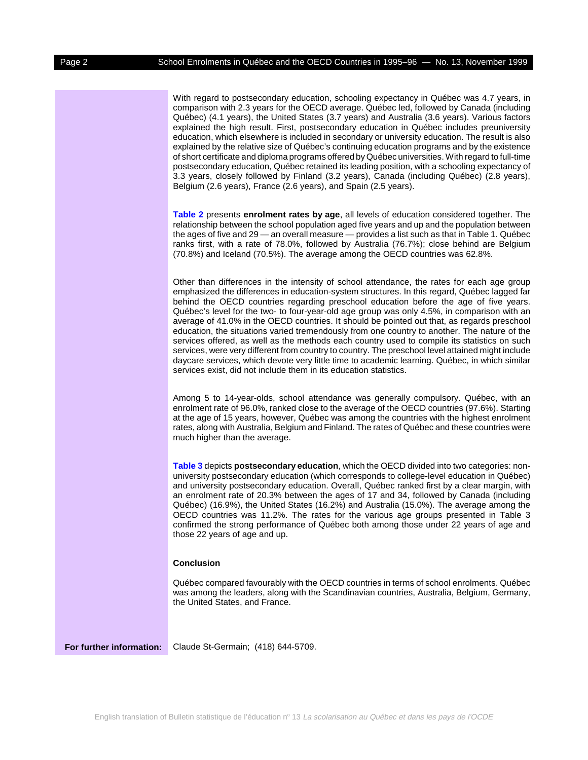With regard to postsecondary education, schooling expectancy in Québec was 4.7 years, in comparison with 2.3 years for the OECD average. Québec led, followed by Canada (including Québec) (4.1 years), the United States (3.7 years) and Australia (3.6 years). Various factors explained the high result. First, postsecondary education in Québec includes preuniversity education, which elsewhere is included in secondary or university education. The result is also explained by the relative size of Québec's continuing education programs and by the existence of short certificate and diploma programs offered by Québec universities. With regard to full-time postsecondary education, Québec retained its leading position, with a schooling expectancy of 3.3 years, closely followed by Finland (3.2 years), Canada (including Québec) (2.8 years), Belgium (2.6 years), France (2.6 years), and Spain (2.5 years).

**Table 2** presents **enrolment rates by age**, all levels of education considered together. The relationship between the school population aged five years and up and the population between the ages of five and 29 — an overall measure — provides a list such as that in Table 1. Québec ranks first, with a rate of 78.0%, followed by Australia (76.7%); close behind are Belgium (70.8%) and Iceland (70.5%). The average among the OECD countries was 62.8%.

Other than differences in the intensity of school attendance, the rates for each age group emphasized the differences in education-system structures. In this regard, Québec lagged far behind the OECD countries regarding preschool education before the age of five years. Québec's level for the two- to four-year-old age group was only 4.5%, in comparison with an average of 41.0% in the OECD countries. It should be pointed out that, as regards preschool education, the situations varied tremendously from one country to another. The nature of the services offered, as well as the methods each country used to compile its statistics on such services, were very different from country to country. The preschool level attained might include daycare services, which devote very little time to academic learning. Québec, in which similar services exist, did not include them in its education statistics.

Among 5 to 14-year-olds, school attendance was generally compulsory. Québec, with an enrolment rate of 96.0%, ranked close to the average of the OECD countries (97.6%). Starting at the age of 15 years, however, Québec was among the countries with the highest enrolment rates, along with Australia, Belgium and Finland. The rates of Québec and these countries were much higher than the average.

**Table 3** depicts **postsecondary education**, which the OECD divided into two categories: non-university postsecondary education (which corresponds to college-level education in Québec) and university postsecondary education. Overall, Québec ranked first by a clear margin, with an enrolment rate of 20.3% between the ages of 17 and 34, followed by Canada (including Québec) (16.9%), the United States (16.2%) and Australia (15.0%). The average among the OECD countries was 11.2%. The rates for the various age groups presented in Table 3 confirmed the strong performance of Québec both among those under 22 years of age and those 22 years of age and up.

## Conclusion

Québec compared favourably with the OECD countries in terms of school enrolments. Québec was among the leaders, along with the Scandinavian countries, Australia, Belgium, Germany, the United States, and France.

**For further information:** Claude St-Germain; (418) 644-5709.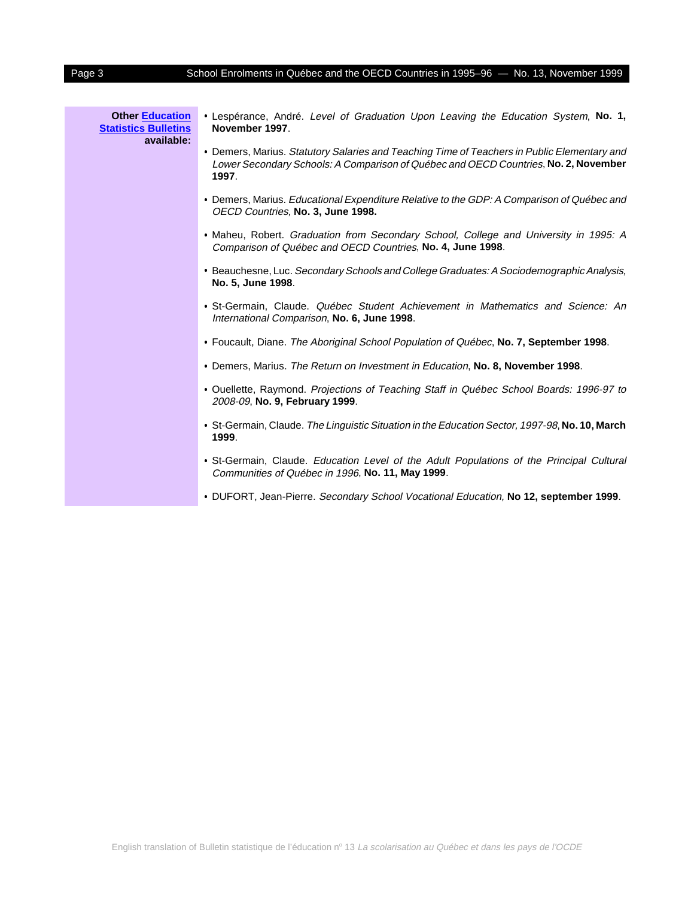**Other Education Statistics Bulletins available:**

- Lespérance, André. *Level of Graduation Upon Leaving the Education System*, **No. 1, November 1997**.
- Demers, Marius. *Statutory Salaries and Teaching Time of Teachers in Public Elementary and Lower Secondary Schools: A Comparison of Québec and OECD Countries*, **No. 2, November 1997**.
- Demers, Marius. *Educational Expenditure Relative to the GDP: A Comparison of Québec and OECD Countries,* **No. 3, June 1998.**
- Maheu, Robert. *Graduation from Secondary School, College and University in 1995: A Comparison of Québec and OECD Countries*, **No. 4, June 1998**.
- Beauchesne, Luc. *Secondary Schools and College Graduates: A Sociodemographic Analysis,* **No. 5, June 1998**.
- St-Germain, Claude. *Québec Student Achievement in Mathematics and Science: An International Comparison*, **No. 6, June 1998**.
- Foucault, Diane. *The Aboriginal School Population of Québec*, **No. 7, September 1998**.
- Demers, Marius. *The Return on Investment in Education*, **No. 8, November 1998**.
- Ouellette, Raymond. *Projections of Teaching Staff in Québec School Boards: 1996-97 to 2008-09*, **No. 9, February 1999**.
- St-Germain, Claude. *The Linguistic Situation in the Education Sector, 1997-98*, **No. 10, March 1999**.
- St-Germain, Claude. *Education Level of the Adult Populations of the Principal Cultural Communities of Québec in 1996*, **No. 11, May 1999**.
- DUFORT, Jean-Pierre. *Secondary School Vocational Education,* **No 12, september 1999**.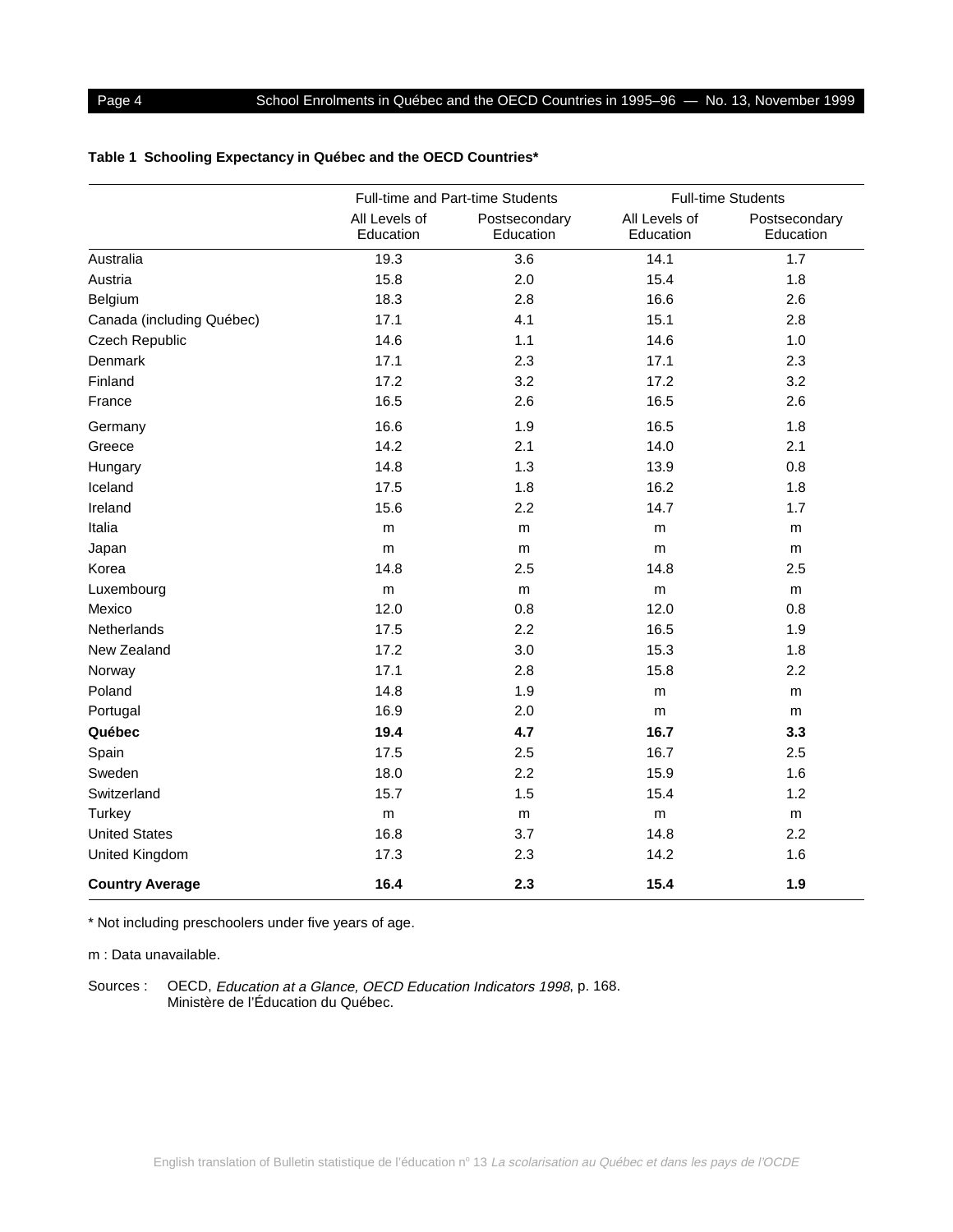**Table 1 Schooling Expectancy in Québec and the OECD Countries***

| | Full-time and Part-time Students | | Full-time Students | |
|---|---|---|---|---|
| | All Levels of Education | Postsecondary Education | All Levels of Education | Postsecondary Education |
| Australia | 19.3 | 3.6 | 14.1 | 1.7 |
| Austria | 15.8 | 2.0 | 15.4 | 1.8 |
| Belgium | 18.3 | 2.8 | 16.6 | 2.6 |
| Canada (including Québec) | 17.1 | 4.1 | 15.1 | 2.8 |
| Czech Republic | 14.6 | 1.1 | 14.6 | 1.0 |
| Denmark | 17.1 | 2.3 | 17.1 | 2.3 |
| Finland | 17.2 | 3.2 | 17.2 | 3.2 |
| France | 16.5 | 2.6 | 16.5 | 2.6 |
| Germany | 16.6 | 1.9 | 16.5 | 1.8 |
| Greece | 14.2 | 2.1 | 14.0 | 2.1 |
| Hungary | 14.8 | 1.3 | 13.9 | 0.8 |
| Iceland | 17.5 | 1.8 | 16.2 | 1.8 |
| Ireland | 15.6 | 2.2 | 14.7 | 1.7 |
| Italia | m | m | m | m |
| Japan | m | m | m | m |
| Korea | 14.8 | 2.5 | 14.8 | 2.5 |
| Luxembourg | m | m | m | m |
| Mexico | 12.0 | 0.8 | 12.0 | 0.8 |
| Netherlands | 17.5 | 2.2 | 16.5 | 1.9 |
| New Zealand | 17.2 | 3.0 | 15.3 | 1.8 |
| Norway | 17.1 | 2.8 | 15.8 | 2.2 |
| Poland | 14.8 | 1.9 | m | m |
| Portugal | 16.9 | 2.0 | m | m |
| **Québec** | **19.4** | **4.7** | **16.7** | **3.3** |
| Spain | 17.5 | 2.5 | 16.7 | 2.5 |
| Sweden | 18.0 | 2.2 | 15.9 | 1.6 |
| Switzerland | 15.7 | 1.5 | 15.4 | 1.2 |
| Turkey | m | m | m | m |
| United States | 16.8 | 3.7 | 14.8 | 2.2 |
| United Kingdom | 17.3 | 2.3 | 14.2 | 1.6 |
| **Country Average** | **16.4** | **2.3** | **15.4** | **1.9** |

\* Not including preschoolers under five years of age.

m : Data unavailable.

Sources : OECD, *Education at a Glance, OECD Education Indicators 1998*, p. 168.
Ministère de l'Éducation du Québec.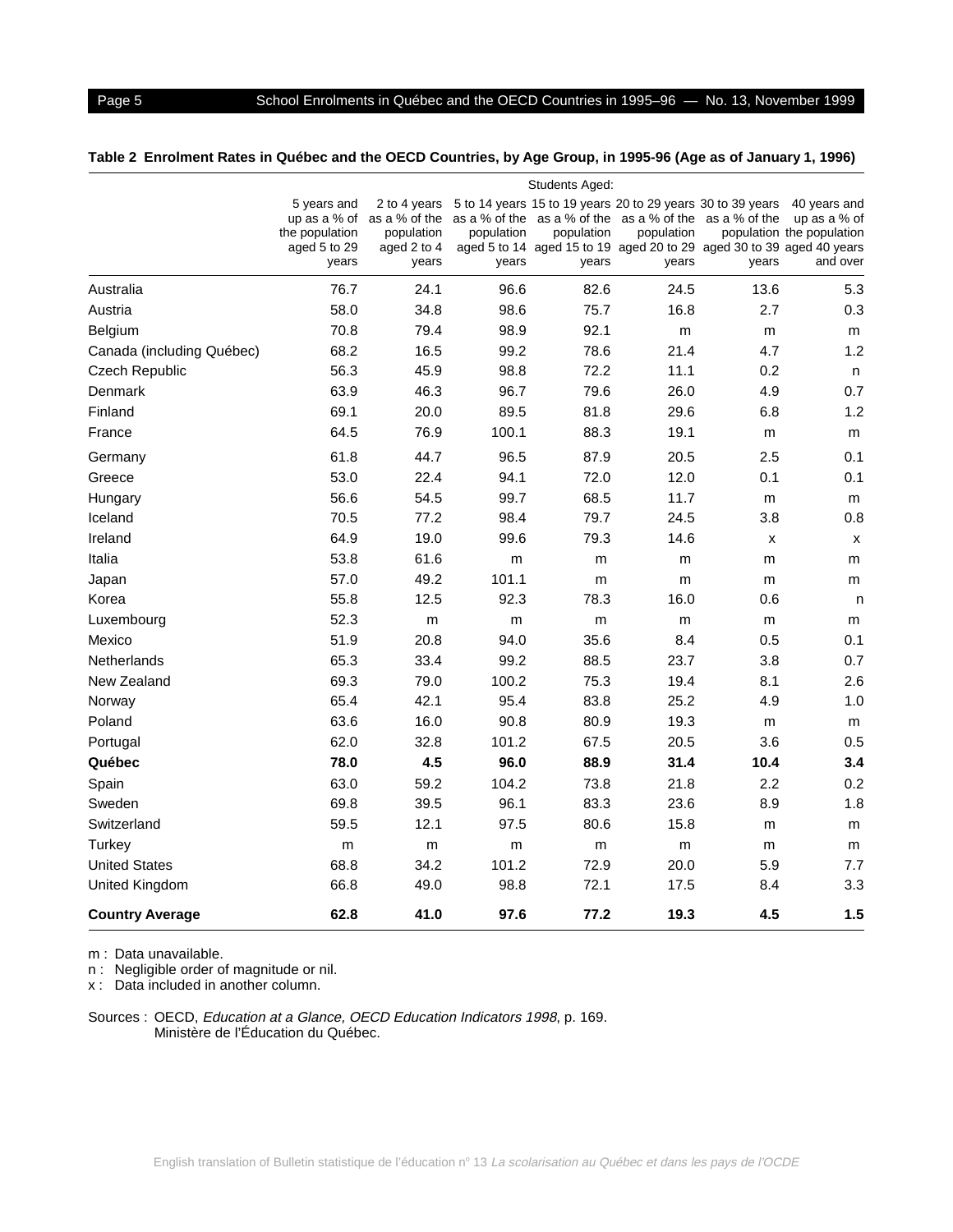**Table 2 Enrolment Rates in Québec and the OECD Countries, by Age Group, in 1995-96 (Age as of January 1, 1996)**

| | Students Aged: | | | | | | |
|---|---|---|---|---|---|---|---|
| | 5 years and up as a % of the population aged 5 to 29 years | 2 to 4 years as a % of the population aged 2 to 4 years | 5 to 14 years as a % of the population aged 5 to 14 years | 15 to 19 years as a % of the population aged 15 to 19 years | 20 to 29 years as a % of the population aged 20 to 29 years | 30 to 39 years as a % of the population aged 30 to 39 years | 40 years and up as a % of the population aged 40 years and over |
| Australia | 76.7 | 24.1 | 96.6 | 82.6 | 24.5 | 13.6 | 5.3 |
| Austria | 58.0 | 34.8 | 98.6 | 75.7 | 16.8 | 2.7 | 0.3 |
| Belgium | 70.8 | 79.4 | 98.9 | 92.1 | m | m | m |
| Canada (including Québec) | 68.2 | 16.5 | 99.2 | 78.6 | 21.4 | 4.7 | 1.2 |
| Czech Republic | 56.3 | 45.9 | 98.8 | 72.2 | 11.1 | 0.2 | n |
| Denmark | 63.9 | 46.3 | 96.7 | 79.6 | 26.0 | 4.9 | 0.7 |
| Finland | 69.1 | 20.0 | 89.5 | 81.8 | 29.6 | 6.8 | 1.2 |
| France | 64.5 | 76.9 | 100.1 | 88.3 | 19.1 | m | m |
| Germany | 61.8 | 44.7 | 96.5 | 87.9 | 20.5 | 2.5 | 0.1 |
| Greece | 53.0 | 22.4 | 94.1 | 72.0 | 12.0 | 0.1 | 0.1 |
| Hungary | 56.6 | 54.5 | 99.7 | 68.5 | 11.7 | m | m |
| Iceland | 70.5 | 77.2 | 98.4 | 79.7 | 24.5 | 3.8 | 0.8 |
| Ireland | 64.9 | 19.0 | 99.6 | 79.3 | 14.6 | x | x |
| Italia | 53.8 | 61.6 | m | m | m | m | m |
| Japan | 57.0 | 49.2 | 101.1 | m | m | m | m |
| Korea | 55.8 | 12.5 | 92.3 | 78.3 | 16.0 | 0.6 | n |
| Luxembourg | 52.3 | m | m | m | m | m | m |
| Mexico | 51.9 | 20.8 | 94.0 | 35.6 | 8.4 | 0.5 | 0.1 |
| Netherlands | 65.3 | 33.4 | 99.2 | 88.5 | 23.7 | 3.8 | 0.7 |
| New Zealand | 69.3 | 79.0 | 100.2 | 75.3 | 19.4 | 8.1 | 2.6 |
| Norway | 65.4 | 42.1 | 95.4 | 83.8 | 25.2 | 4.9 | 1.0 |
| Poland | 63.6 | 16.0 | 90.8 | 80.9 | 19.3 | m | m |
| Portugal | 62.0 | 32.8 | 101.2 | 67.5 | 20.5 | 3.6 | 0.5 |
| **Québec** | **78.0** | **4.5** | **96.0** | **88.9** | **31.4** | **10.4** | **3.4** |
| Spain | 63.0 | 59.2 | 104.2 | 73.8 | 21.8 | 2.2 | 0.2 |
| Sweden | 69.8 | 39.5 | 96.1 | 83.3 | 23.6 | 8.9 | 1.8 |
| Switzerland | 59.5 | 12.1 | 97.5 | 80.6 | 15.8 | m | m |
| Turkey | m | m | m | m | m | m | m |
| United States | 68.8 | 34.2 | 101.2 | 72.9 | 20.0 | 5.9 | 7.7 |
| United Kingdom | 66.8 | 49.0 | 98.8 | 72.1 | 17.5 | 8.4 | 3.3 |
| **Country Average** | **62.8** | **41.0** | **97.6** | **77.2** | **19.3** | **4.5** | **1.5** |

m : Data unavailable.
n : Negligible order of magnitude or nil.
x : Data included in another column.

Sources : OECD, *Education at a Glance, OECD Education Indicators 1998*, p. 169.
Ministère de l'Éducation du Québec.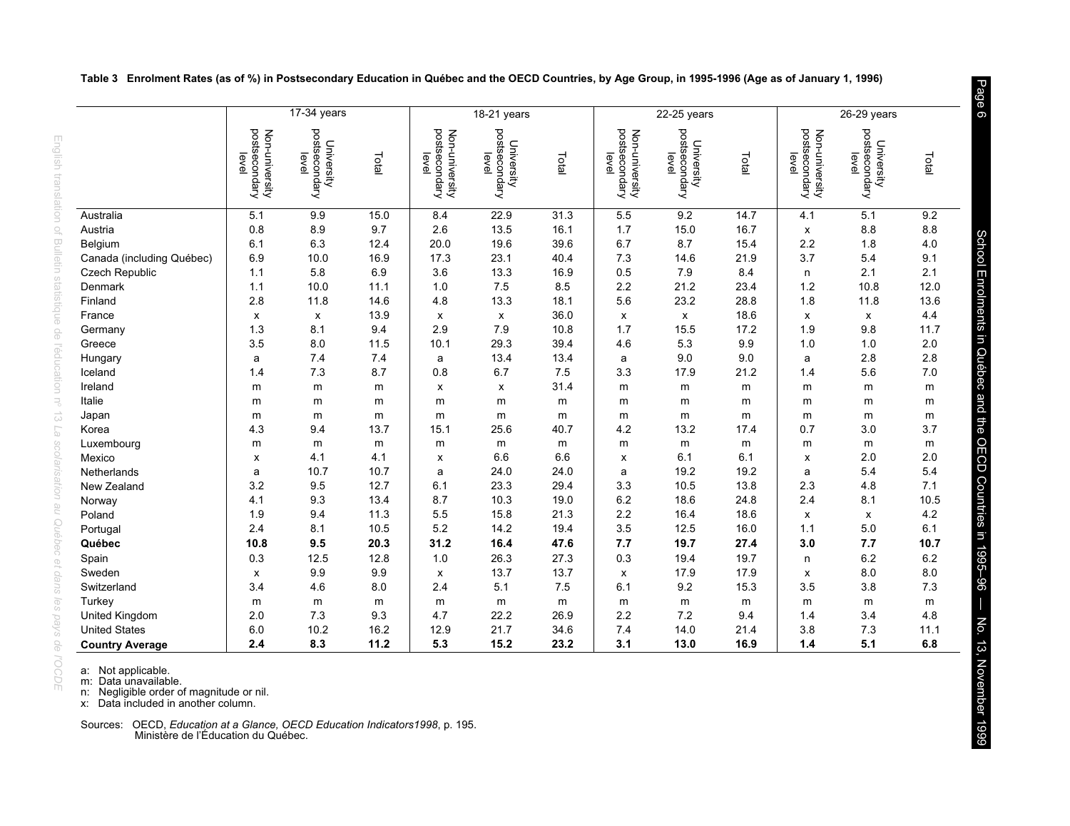**Table 3 Enrolment Rates (as of %) in Postsecondary Education in Québec and the OECD Countries, by Age Group, in 1995-1996 (Age as of January 1, 1996)**

| | 17-34 years | | | 18-21 years | | | 22-25 years | | | 26-29 years | | |
|---|---|---|---|---|---|---|---|---|---|---|---|---|
| | Non-university postsecondary level | University postsecondary level | Total | Non-university postsecondary level | University postsecondary level | Total | Non-university postsecondary level | University postsecondary level | Total | Non-university postsecondary level | University postsecondary level | Total |
| Australia | 5.1 | 9.9 | 15.0 | 8.4 | 22.9 | 31.3 | 5.5 | 9.2 | 14.7 | 4.1 | 5.1 | 9.2 |
| Austria | 0.8 | 8.9 | 9.7 | 2.6 | 13.5 | 16.1 | 1.7 | 15.0 | 16.7 | x | 8.8 | 8.8 |
| Belgium | 6.1 | 6.3 | 12.4 | 20.0 | 19.6 | 39.6 | 6.7 | 8.7 | 15.4 | 2.2 | 1.8 | 4.0 |
| Canada (including Québec) | 6.9 | 10.0 | 16.9 | 17.3 | 23.1 | 40.4 | 7.3 | 14.6 | 21.9 | 3.7 | 5.4 | 9.1 |
| Czech Republic | 1.1 | 5.8 | 6.9 | 3.6 | 13.3 | 16.9 | 0.5 | 7.9 | 8.4 | n | 2.1 | 2.1 |
| Denmark | 1.1 | 10.0 | 11.1 | 1.0 | 7.5 | 8.5 | 2.2 | 21.2 | 23.4 | 1.2 | 10.8 | 12.0 |
| Finland | 2.8 | 11.8 | 14.6 | 4.8 | 13.3 | 18.1 | 5.6 | 23.2 | 28.8 | 1.8 | 11.8 | 13.6 |
| France | x | x | 13.9 | x | x | 36.0 | x | x | 18.6 | x | x | 4.4 |
| Germany | 1.3 | 8.1 | 9.4 | 2.9 | 7.9 | 10.8 | 1.7 | 15.5 | 17.2 | 1.9 | 9.8 | 11.7 |
| Greece | 3.5 | 8.0 | 11.5 | 10.1 | 29.3 | 39.4 | 4.6 | 5.3 | 9.9 | 1.0 | 1.0 | 2.0 |
| Hungary | a | 7.4 | 7.4 | a | 13.4 | 13.4 | a | 9.0 | 9.0 | a | 2.8 | 2.8 |
| Iceland | 1.4 | 7.3 | 8.7 | 0.8 | 6.7 | 7.5 | 3.3 | 17.9 | 21.2 | 1.4 | 5.6 | 7.0 |
| Ireland | m | m | m | x | x | 31.4 | m | m | m | m | m | m |
| Italie | m | m | m | m | m | m | m | m | m | m | m | m |
| Japan | m | m | m | m | m | m | m | m | m | m | m | m |
| Korea | 4.3 | 9.4 | 13.7 | 15.1 | 25.6 | 40.7 | 4.2 | 13.2 | 17.4 | 0.7 | 3.0 | 3.7 |
| Luxembourg | m | m | m | m | m | m | m | m | m | m | m | m |
| Mexico | x | 4.1 | 4.1 | x | 6.6 | 6.6 | x | 6.1 | 6.1 | x | 2.0 | 2.0 |
| Netherlands | a | 10.7 | 10.7 | a | 24.0 | 24.0 | a | 19.2 | 19.2 | a | 5.4 | 5.4 |
| New Zealand | 3.2 | 9.5 | 12.7 | 6.1 | 23.3 | 29.4 | 3.3 | 10.5 | 13.8 | 2.3 | 4.8 | 7.1 |
| Norway | 4.1 | 9.3 | 13.4 | 8.7 | 10.3 | 19.0 | 6.2 | 18.6 | 24.8 | 2.4 | 8.1 | 10.5 |
| Poland | 1.9 | 9.4 | 11.3 | 5.5 | 15.8 | 21.3 | 2.2 | 16.4 | 18.6 | x | x | 4.2 |
| Portugal | 2.4 | 8.1 | 10.5 | 5.2 | 14.2 | 19.4 | 3.5 | 12.5 | 16.0 | 1.1 | 5.0 | 6.1 |
| **Québec** | **10.8** | **9.5** | **20.3** | **31.2** | **16.4** | **47.6** | **7.7** | **19.7** | **27.4** | **3.0** | **7.7** | **10.7** |
| Spain | 0.3 | 12.5 | 12.8 | 1.0 | 26.3 | 27.3 | 0.3 | 19.4 | 19.7 | n | 6.2 | 6.2 |
| Sweden | x | 9.9 | 9.9 | x | 13.7 | 13.7 | x | 17.9 | 17.9 | x | 8.0 | 8.0 |
| Switzerland | 3.4 | 4.6 | 8.0 | 2.4 | 5.1 | 7.5 | 6.1 | 9.2 | 15.3 | 3.5 | 3.8 | 7.3 |
| Turkey | m | m | m | m | m | m | m | m | m | m | m | m |
| United Kingdom | 2.0 | 7.3 | 9.3 | 4.7 | 22.2 | 26.9 | 2.2 | 7.2 | 9.4 | 1.4 | 3.4 | 4.8 |
| United States | 6.0 | 10.2 | 16.2 | 12.9 | 21.7 | 34.6 | 7.4 | 14.0 | 21.4 | 3.8 | 7.3 | 11.1 |
| **Country Average** | **2.4** | **8.3** | **11.2** | **5.3** | **15.2** | **23.2** | **3.1** | **13.0** | **16.9** | **1.4** | **5.1** | **6.8** |

a: Not applicable.
m: Data unavailable.
n: Negligible order of magnitude or nil.
x: Data included in another column.

Sources: OECD, *Education at a Glance, OECD Education Indicators1998*, p. 195.
Ministère de l'Éducation du Québec.